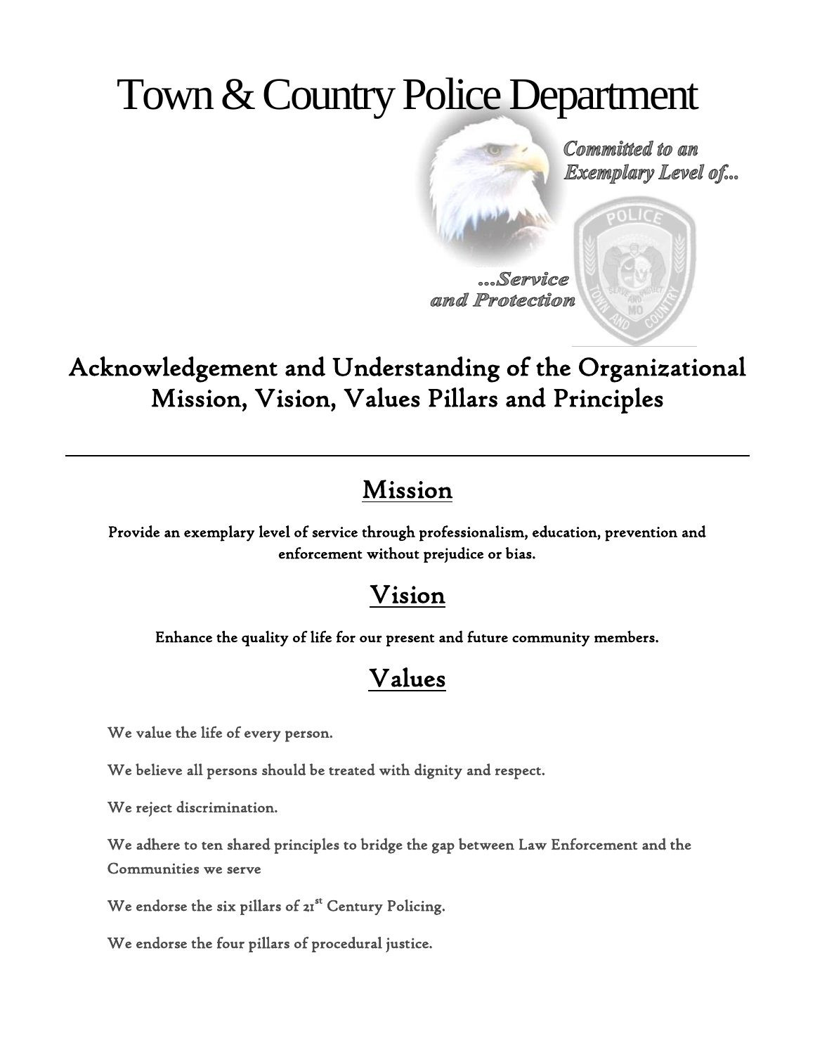# Town & Country Police Department

*Committed to an Exemplary Level of...*

*...Service and Protection*

## Acknowledgement and Understanding of the Organizational Mission, Vision, Values Pillars and Principles

---

## Mission

**Provide an exemplary level of service through professionalism, education, prevention and enforcement without prejudice or bias.**

## Vision

**Enhance the quality of life for our present and future community members.**

## Values

We value the life of every person.

We believe all persons should be treated with dignity and respect.

We reject discrimination.

We adhere to ten shared principles to bridge the gap between Law Enforcement and the Communities we serve

We endorse the six pillars of 21st Century Policing.

We endorse the four pillars of procedural justice.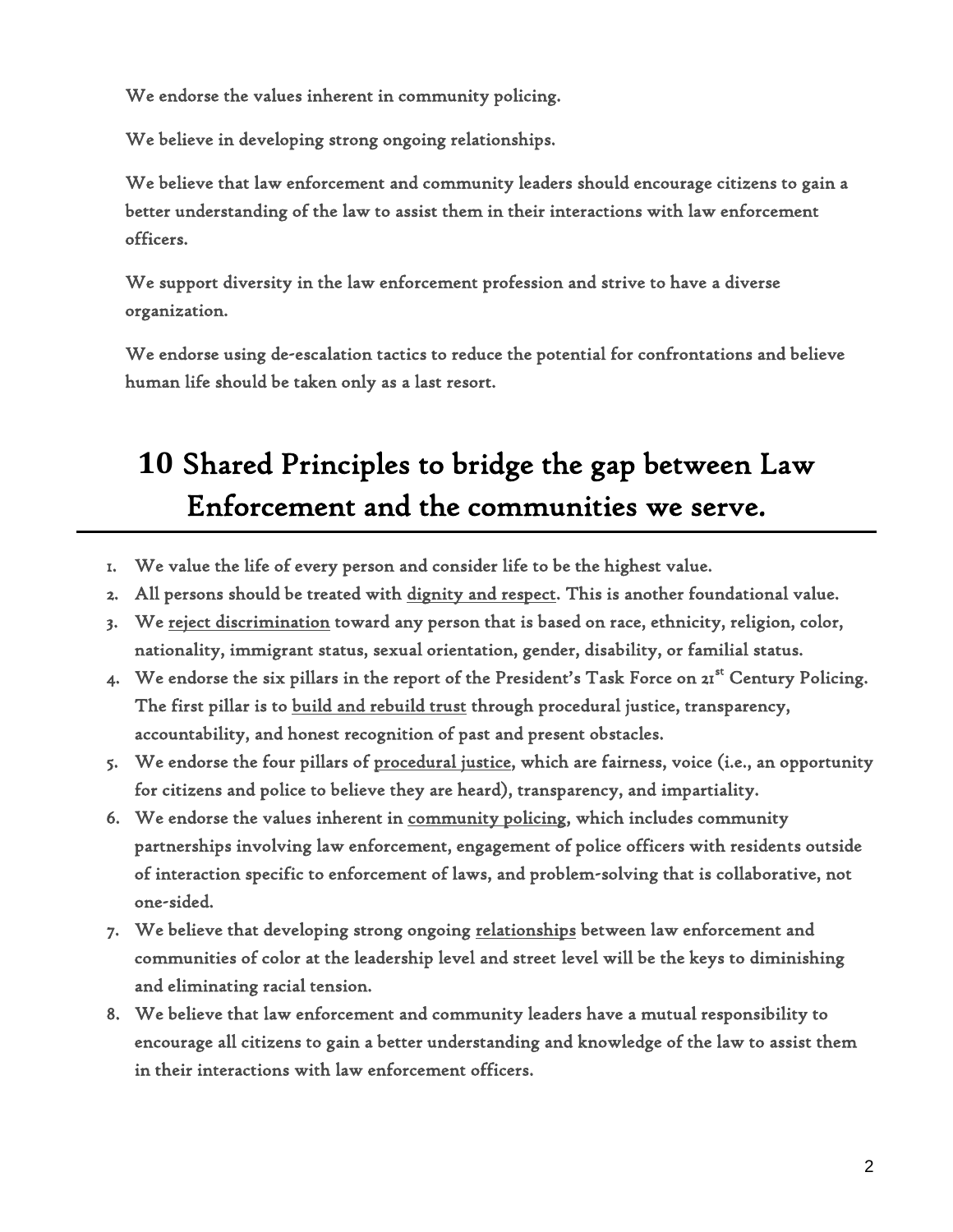We endorse the values inherent in community policing.

We believe in developing strong ongoing relationships.

We believe that law enforcement and community leaders should encourage citizens to gain a better understanding of the law to assist them in their interactions with law enforcement officers.

We support diversity in the law enforcement profession and strive to have a diverse organization.

We endorse using de-escalation tactics to reduce the potential for confrontations and believe human life should be taken only as a last resort.

# 10 Shared Principles to bridge the gap between Law Enforcement and the communities we serve.

1. We value the life of every person and consider life to be the highest value.
2. All persons should be treated with dignity and respect. This is another foundational value.
3. We reject discrimination toward any person that is based on race, ethnicity, religion, color, nationality, immigrant status, sexual orientation, gender, disability, or familial status.
4. We endorse the six pillars in the report of the President's Task Force on 21st Century Policing. The first pillar is to build and rebuild trust through procedural justice, transparency, accountability, and honest recognition of past and present obstacles.
5. We endorse the four pillars of procedural justice, which are fairness, voice (i.e., an opportunity for citizens and police to believe they are heard), transparency, and impartiality.
6. We endorse the values inherent in community policing, which includes community partnerships involving law enforcement, engagement of police officers with residents outside of interaction specific to enforcement of laws, and problem-solving that is collaborative, not one-sided.
7. We believe that developing strong ongoing relationships between law enforcement and communities of color at the leadership level and street level will be the keys to diminishing and eliminating racial tension.
8. We believe that law enforcement and community leaders have a mutual responsibility to encourage all citizens to gain a better understanding and knowledge of the law to assist them in their interactions with law enforcement officers.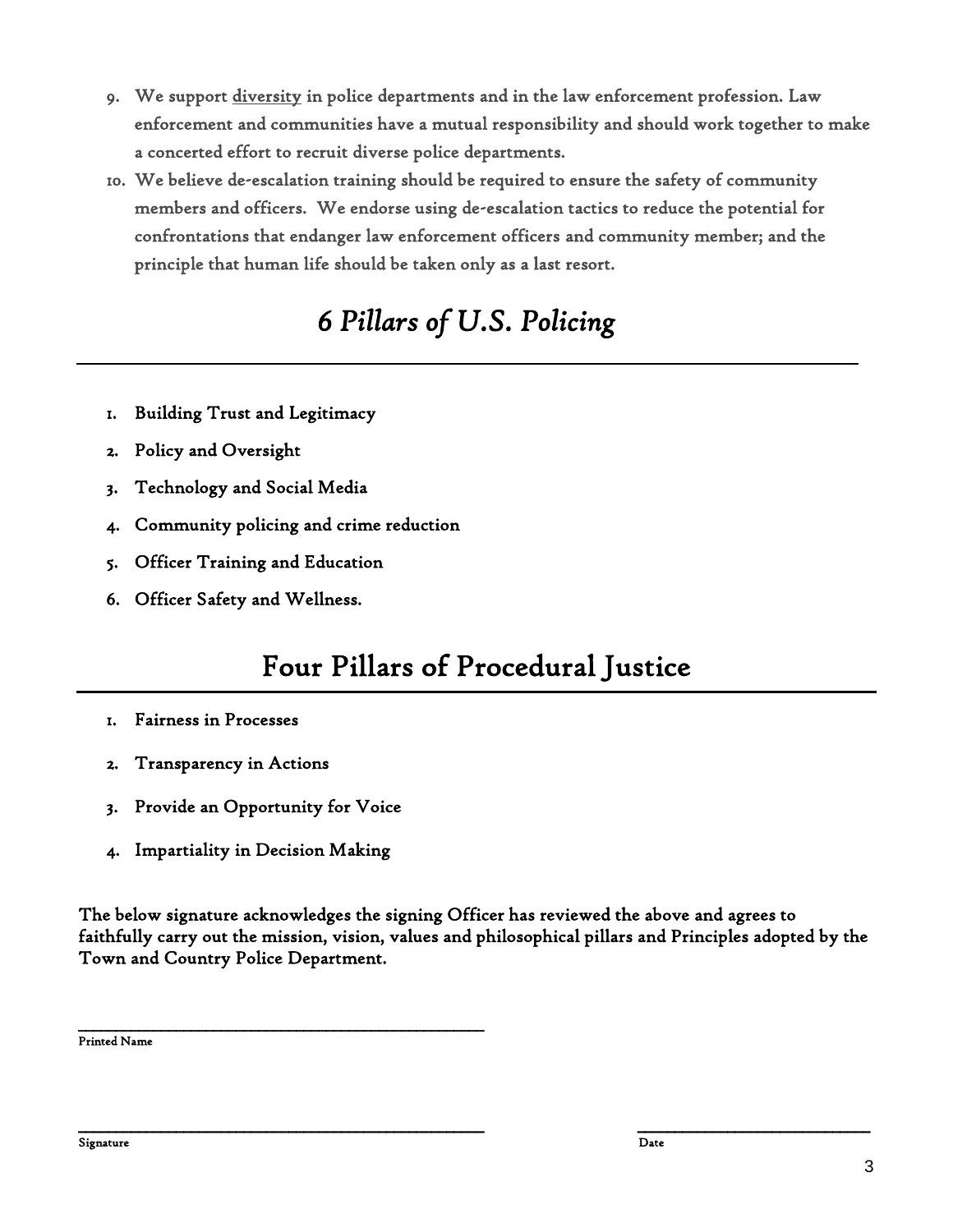9. We support <u>diversity</u> in police departments and in the law enforcement profession. Law enforcement and communities have a mutual responsibility and should work together to make a concerted effort to recruit diverse police departments.
10. We believe de-escalation training should be required to ensure the safety of community members and officers. We endorse using de-escalation tactics to reduce the potential for confrontations that endanger law enforcement officers and community member; and the principle that human life should be taken only as a last resort.

## *6 Pillars of U.S. Policing*

1. **Building Trust and Legitimacy**
2. **Policy and Oversight**
3. **Technology and Social Media**
4. **Community policing and crime reduction**
5. **Officer Training and Education**
6. **Officer Safety and Wellness.**

## Four Pillars of Procedural Justice

1. **Fairness in Processes**
2. **Transparency in Actions**
3. **Provide an Opportunity for Voice**
4. **Impartiality in Decision Making**

**The below signature acknowledges the signing Officer has reviewed the above and agrees to faithfully carry out the mission, vision, values and philosophical pillars and Principles adopted by the Town and Country Police Department.**

______________________________________________
Printed Name

______________________________________________ ________________________
Signature Date